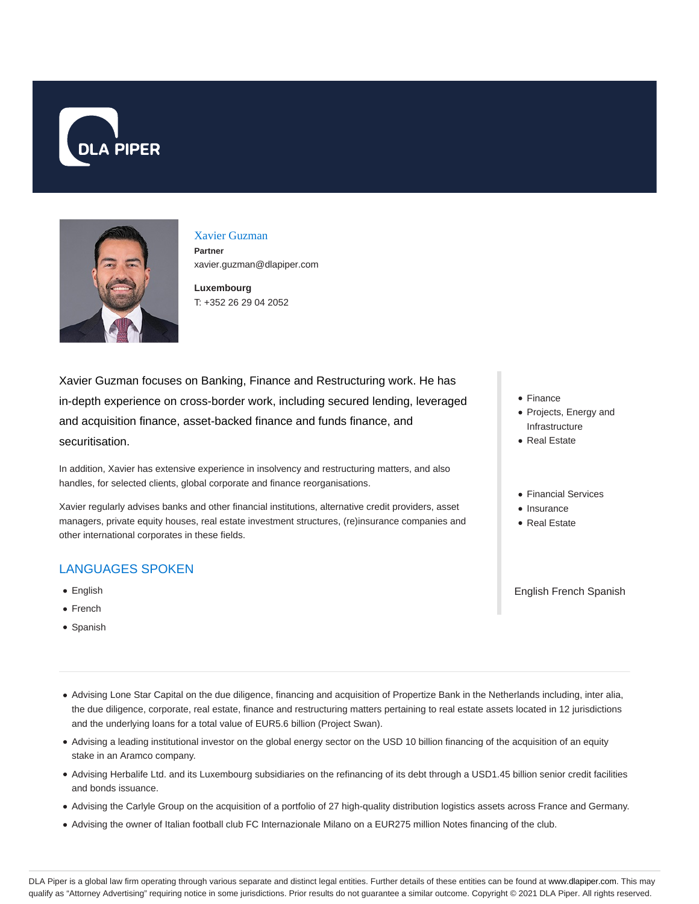# Xavier Guzman

**Partner**

xavier.guzman@dlapiper.com

**Luxembourg**

T: +352 26 29 04 2052

Xavier Guzman focuses on Banking, Finance and Restructuring work. He has in-depth experience on cross-border work, including secured lending, leveraged and acquisition finance, asset-backed finance and funds finance, and securitisation.

In addition, Xavier has extensive experience in insolvency and restructuring matters, and also handles, for selected clients, global corporate and finance reorganisations.

Xavier regularly advises banks and other financial institutions, alternative credit providers, asset managers, private equity houses, real estate investment structures, (re)insurance companies and other international corporates in these fields.

- Finance
- Projects, Energy and Infrastructure
- Real Estate

- Financial Services
- Insurance
- Real Estate

## LANGUAGES SPOKEN

- English
- French
- Spanish

English French Spanish

- Advising Lone Star Capital on the due diligence, financing and acquisition of Propertize Bank in the Netherlands including, inter alia, the due diligence, corporate, real estate, finance and restructuring matters pertaining to real estate assets located in 12 jurisdictions and the underlying loans for a total value of EUR5.6 billion (Project Swan).
- Advising a leading institutional investor on the global energy sector on the USD 10 billion financing of the acquisition of an equity stake in an Aramco company.
- Advising Herbalife Ltd. and its Luxembourg subsidiaries on the refinancing of its debt through a USD1.45 billion senior credit facilities and bonds issuance.
- Advising the Carlyle Group on the acquisition of a portfolio of 27 high-quality distribution logistics assets across France and Germany.
- Advising the owner of Italian football club FC Internazionale Milano on a EUR275 million Notes financing of the club.

DLA Piper is a global law firm operating through various separate and distinct legal entities. Further details of these entities can be found at www.dlapiper.com. This may qualify as "Attorney Advertising" requiring notice in some jurisdictions. Prior results do not guarantee a similar outcome. Copyright © 2021 DLA Piper. All rights reserved.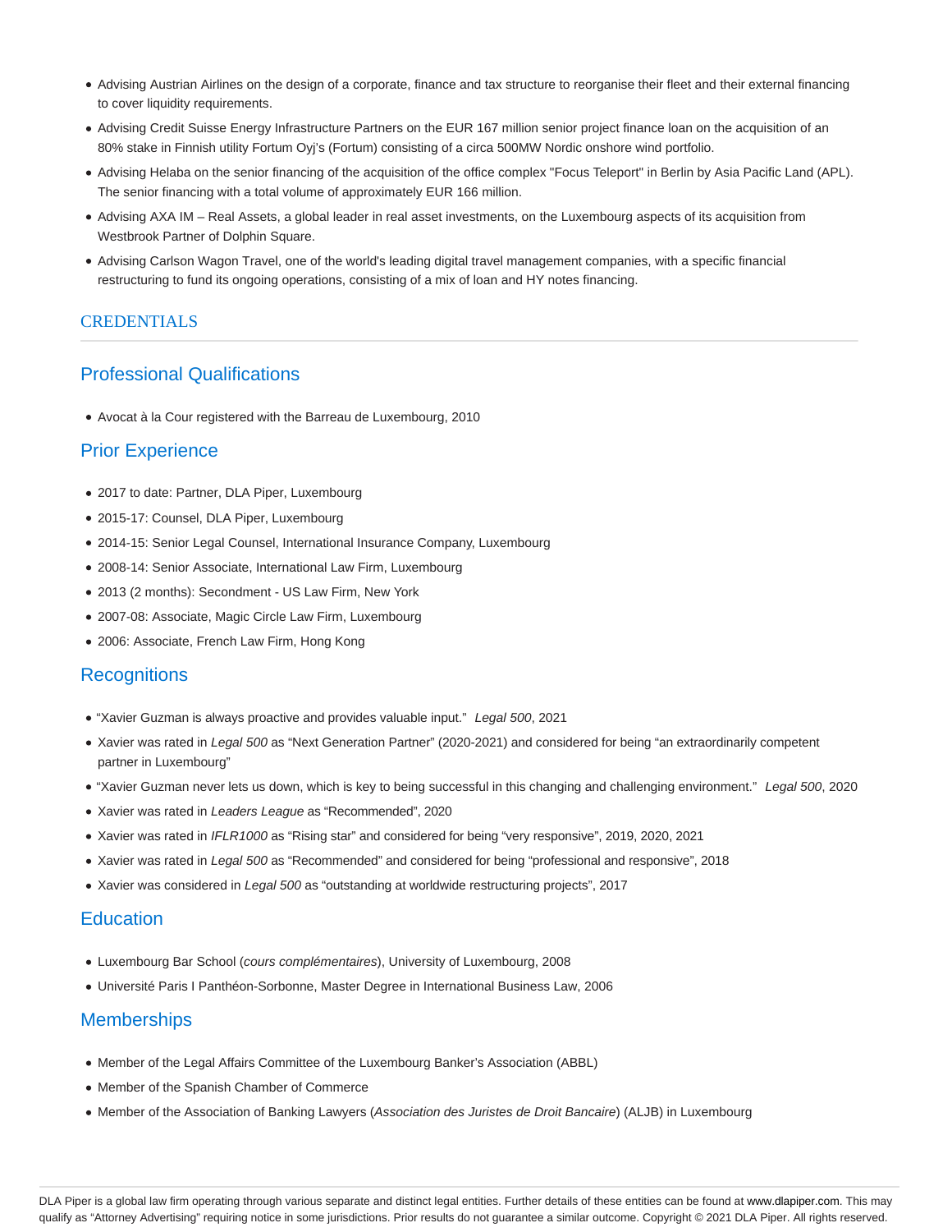- Advising Austrian Airlines on the design of a corporate, finance and tax structure to reorganise their fleet and their external financing to cover liquidity requirements.
- Advising Credit Suisse Energy Infrastructure Partners on the EUR 167 million senior project finance loan on the acquisition of an 80% stake in Finnish utility Fortum Oyj's (Fortum) consisting of a circa 500MW Nordic onshore wind portfolio.
- Advising Helaba on the senior financing of the acquisition of the office complex "Focus Teleport" in Berlin by Asia Pacific Land (APL). The senior financing with a total volume of approximately EUR 166 million.
- Advising AXA IM – Real Assets, a global leader in real asset investments, on the Luxembourg aspects of its acquisition from Westbrook Partner of Dolphin Square.
- Advising Carlson Wagon Travel, one of the world's leading digital travel management companies, with a specific financial restructuring to fund its ongoing operations, consisting of a mix of loan and HY notes financing.

## CREDENTIALS

### Professional Qualifications

- Avocat à la Cour registered with the Barreau de Luxembourg, 2010

### Prior Experience

- 2017 to date: Partner, DLA Piper, Luxembourg
- 2015-17: Counsel, DLA Piper, Luxembourg
- 2014-15: Senior Legal Counsel, International Insurance Company, Luxembourg
- 2008-14: Senior Associate, International Law Firm, Luxembourg
- 2013 (2 months): Secondment - US Law Firm, New York
- 2007-08: Associate, Magic Circle Law Firm, Luxembourg
- 2006: Associate, French Law Firm, Hong Kong

### Recognitions

- "Xavier Guzman is always proactive and provides valuable input." *Legal 500*, 2021
- Xavier was rated in *Legal 500* as "Next Generation Partner" (2020-2021) and considered for being "an extraordinarily competent partner in Luxembourg"
- "Xavier Guzman never lets us down, which is key to being successful in this changing and challenging environment." *Legal 500*, 2020
- Xavier was rated in *Leaders League* as "Recommended", 2020
- Xavier was rated in *IFLR1000* as "Rising star" and considered for being "very responsive", 2019, 2020, 2021
- Xavier was rated in *Legal 500* as "Recommended" and considered for being "professional and responsive", 2018
- Xavier was considered in *Legal 500* as "outstanding at worldwide restructuring projects", 2017

### Education

- Luxembourg Bar School (*cours complémentaires*), University of Luxembourg, 2008
- Université Paris I Panthéon-Sorbonne, Master Degree in International Business Law, 2006

### Memberships

- Member of the Legal Affairs Committee of the Luxembourg Banker's Association (ABBL)
- Member of the Spanish Chamber of Commerce
- Member of the Association of Banking Lawyers (*Association des Juristes de Droit Bancaire*) (ALJB) in Luxembourg

DLA Piper is a global law firm operating through various separate and distinct legal entities. Further details of these entities can be found at www.dlapiper.com. This may qualify as "Attorney Advertising" requiring notice in some jurisdictions. Prior results do not guarantee a similar outcome. Copyright © 2021 DLA Piper. All rights reserved.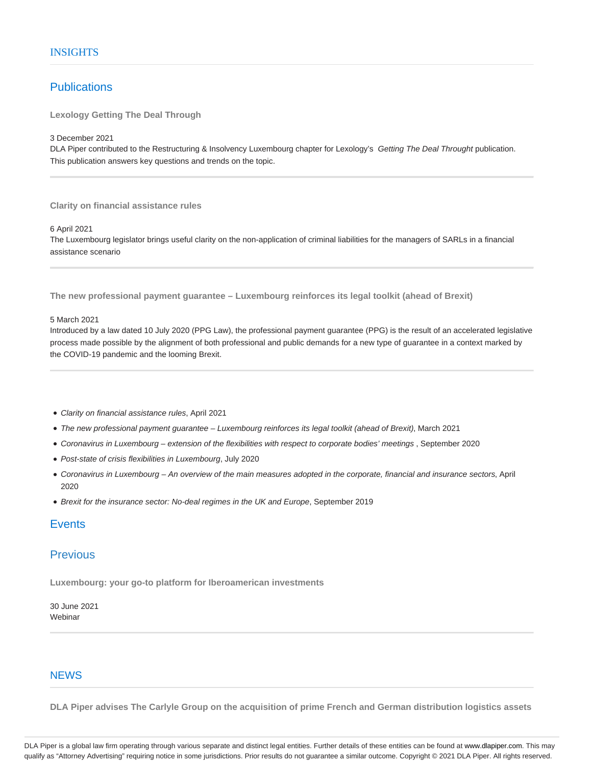## INSIGHTS

### Publications

**Lexology Getting The Deal Through**

3 December 2021

DLA Piper contributed to the Restructuring & Insolvency Luxembourg chapter for Lexology's *Getting The Deal Throught* publication. This publication answers key questions and trends on the topic.

---

**Clarity on financial assistance rules**

6 April 2021

The Luxembourg legislator brings useful clarity on the non-application of criminal liabilities for the managers of SARLs in a financial assistance scenario

---

**The new professional payment guarantee – Luxembourg reinforces its legal toolkit (ahead of Brexit)**

5 March 2021

Introduced by a law dated 10 July 2020 (PPG Law), the professional payment guarantee (PPG) is the result of an accelerated legislative process made possible by the alignment of both professional and public demands for a new type of guarantee in a context marked by the COVID-19 pandemic and the looming Brexit.

---

- *Clarity on financial assistance rules*, April 2021
- *The new professional payment guarantee – Luxembourg reinforces its legal toolkit (ahead of Brexit)*, March 2021
- *Coronavirus in Luxembourg – extension of the flexibilities with respect to corporate bodies' meetings* , September 2020
- *Post-state of crisis flexibilities in Luxembourg*, July 2020
- *Coronavirus in Luxembourg – An overview of the main measures adopted in the corporate, financial and insurance sectors*, April 2020
- *Brexit for the insurance sector: No-deal regimes in the UK and Europe*, September 2019

### Events

### Previous

**Luxembourg: your go-to platform for Iberoamerican investments**

30 June 2021

Webinar

---

## NEWS

**DLA Piper advises The Carlyle Group on the acquisition of prime French and German distribution logistics assets**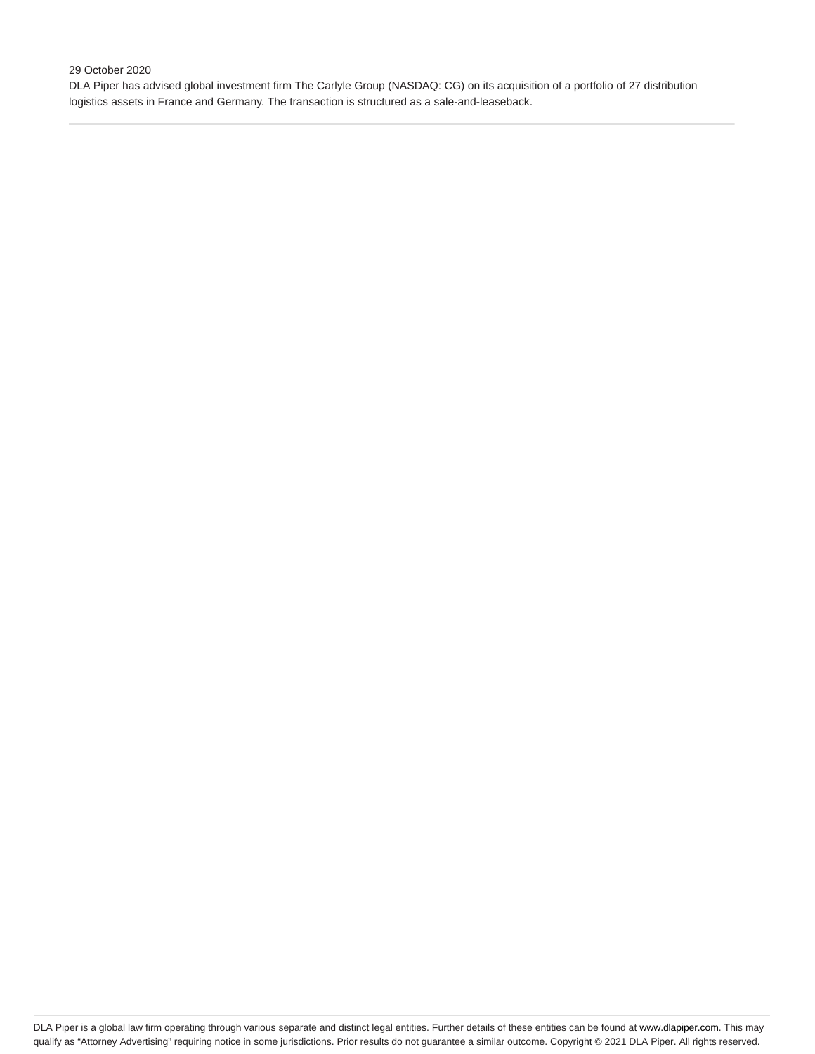29 October 2020

DLA Piper has advised global investment firm The Carlyle Group (NASDAQ: CG) on its acquisition of a portfolio of 27 distribution logistics assets in France and Germany. The transaction is structured as a sale-and-leaseback.

---

DLA Piper is a global law firm operating through various separate and distinct legal entities. Further details of these entities can be found at www.dlapiper.com. This may qualify as "Attorney Advertising" requiring notice in some jurisdictions. Prior results do not guarantee a similar outcome. Copyright © 2021 DLA Piper. All rights reserved.